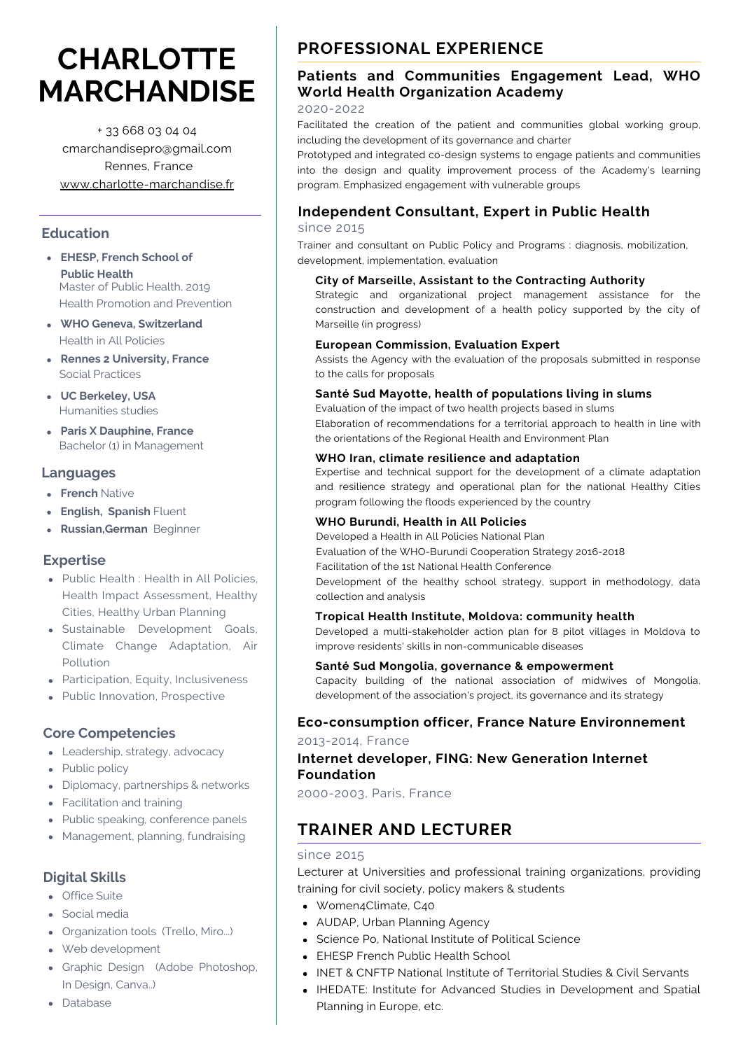# CHARLOTTE MARCHANDISE

+ 33 668 03 04 04
cmarchandisepro@gmail.com
Rennes, France
www.charlotte-marchandise.fr

## Education

- **EHESP, French School of Public Health**
  Master of Public Health, 2019
  Health Promotion and Prevention
- **WHO Geneva, Switzerland**
  Health in All Policies
- **Rennes 2 University, France**
  Social Practices
- **UC Berkeley, USA**
  Humanities studies
- **Paris X Dauphine, France**
  Bachelor (1) in Management

## Languages

- **French** Native
- **English, Spanish** Fluent
- **Russian,German** Beginner

## Expertise

- Public Health : Health in All Policies, Health Impact Assessment, Healthy Cities, Healthy Urban Planning
- Sustainable Development Goals, Climate Change Adaptation, Air Pollution
- Participation, Equity, Inclusiveness
- Public Innovation, Prospective

## Core Competencies

- Leadership, strategy, advocacy
- Public policy
- Diplomacy, partnerships & networks
- Facilitation and training
- Public speaking, conference panels
- Management, planning, fundraising

## Digital Skills

- Office Suite
- Social media
- Organization tools (Trello, Miro...)
- Web development
- Graphic Design (Adobe Photoshop, In Design, Canva..)
- Database

# PROFESSIONAL EXPERIENCE

## Patients and Communities Engagement Lead, WHO World Health Organization Academy

2020-2022

Facilitated the creation of the patient and communities global working group, including the development of its governance and charter

Prototyped and integrated co-design systems to engage patients and communities into the design and quality improvement process of the Academy's learning program. Emphasized engagement with vulnerable groups

## Independent Consultant, Expert in Public Health

since 2015

Trainer and consultant on Public Policy and Programs : diagnosis, mobilization, development, implementation, evaluation

### City of Marseille, Assistant to the Contracting Authority

Strategic and organizational project management assistance for the construction and development of a health policy supported by the city of Marseille (in progress)

### European Commission, Evaluation Expert

Assists the Agency with the evaluation of the proposals submitted in response to the calls for proposals

### Santé Sud Mayotte, health of populations living in slums

Evaluation of the impact of two health projects based in slums

Elaboration of recommendations for a territorial approach to health in line with the orientations of the Regional Health and Environment Plan

### WHO Iran, climate resilience and adaptation

Expertise and technical support for the development of a climate adaptation and resilience strategy and operational plan for the national Healthy Cities program following the floods experienced by the country

### WHO Burundi, Health in All Policies

Developed a Health in All Policies National Plan

Evaluation of the WHO-Burundi Cooperation Strategy 2016-2018

Facilitation of the 1st National Health Conference

Development of the healthy school strategy, support in methodology, data collection and analysis

### Tropical Health Institute, Moldova: community health

Developed a multi-stakeholder action plan for 8 pilot villages in Moldova to improve residents' skills in non-communicable diseases

### Santé Sud Mongolia, governance & empowerment

Capacity building of the national association of midwives of Mongolia, development of the association's project, its governance and its strategy

## Eco-consumption officer, France Nature Environnement

2013-2014, France

## Internet developer, FING: New Generation Internet Foundation

2000-2003, Paris, France

# TRAINER AND LECTURER

since 2015

Lecturer at Universities and professional training organizations, providing training for civil society, policy makers & students

- Women4Climate, C40
- AUDAP, Urban Planning Agency
- Science Po, National Institute of Political Science
- EHESP French Public Health School
- INET & CNFTP National Institute of Territorial Studies & Civil Servants
- IHEDATE: Institute for Advanced Studies in Development and Spatial Planning in Europe, etc.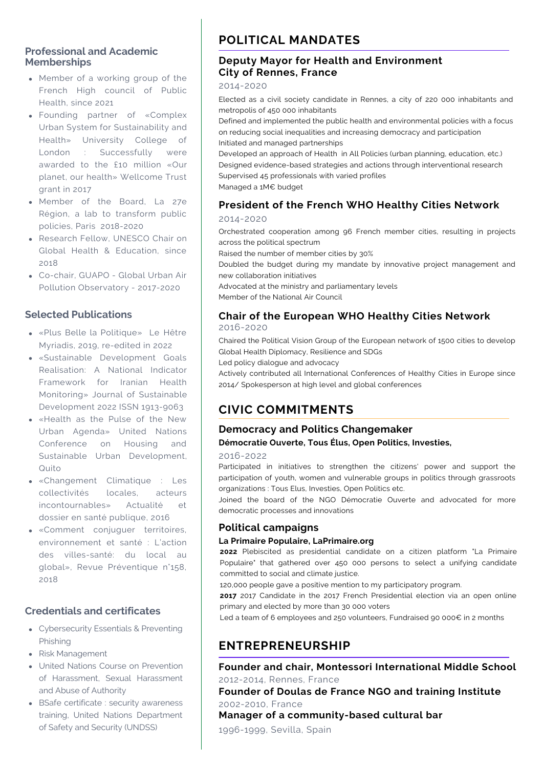## Professional and Academic Memberships

- Member of a working group of the French High council of Public Health, since 2021
- Founding partner of «Complex Urban System for Sustainability and Health» University College of London : Successfully were awarded to the £10 million «Our planet, our health» Wellcome Trust grant in 2017
- Member of the Board, La 27e Région, a lab to transform public policies, Paris 2018-2020
- Research Fellow, UNESCO Chair on Global Health & Education, since 2018
- Co-chair, GUAPO - Global Urban Air Pollution Observatory - 2017-2020

## Selected Publications

- «Plus Belle la Politique» Le Hêtre Myriadis, 2019, re-edited in 2022
- «Sustainable Development Goals Realisation: A National Indicator Framework for Iranian Health Monitoring» Journal of Sustainable Development 2022 ISSN 1913-9063
- «Health as the Pulse of the New Urban Agenda» United Nations Conference on Housing and Sustainable Urban Development, Quito
- «Changement Climatique : Les collectivités locales, acteurs incontournables» Actualité et dossier en santé publique, 2016
- «Comment conjuguer territoires, environnement et santé : L'action des villes-santé: du local au global», Revue Préventique n°158, 2018

## Credentials and certificates

- Cybersecurity Essentials & Preventing Phishing
- Risk Management
- United Nations Course on Prevention of Harassment, Sexual Harassment and Abuse of Authority
- BSafe certificate : security awareness training, United Nations Department of Safety and Security (UNDSS)

# POLITICAL MANDATES

## Deputy Mayor for Health and Environment
## City of Rennes, France

2014-2020

Elected as a civil society candidate in Rennes, a city of 220 000 inhabitants and metropolis of 450 000 inhabitants
Defined and implemented the public health and environmental policies with a focus on reducing social inequalities and increasing democracy and participation
Initiated and managed partnerships
Developed an approach of Health in All Policies (urban planning, education, etc.)
Designed evidence-based strategies and actions through interventional research
Supervised 45 professionals with varied profiles
Managed a 1M€ budget

## President of the French WHO Healthy Cities Network

2014-2020

Orchestrated cooperation among 96 French member cities, resulting in projects across the political spectrum
Raised the number of member cities by 30%
Doubled the budget during my mandate by innovative project management and new collaboration initiatives
Advocated at the ministry and parliamentary levels
Member of the National Air Council

## Chair of the European WHO Healthy Cities Network

2016-2020

Chaired the Political Vision Group of the European network of 1500 cities to develop Global Health Diplomacy, Resilience and SDGs
Led policy dialogue and advocacy
Actively contributed all International Conferences of Healthy Cities in Europe since 2014/ Spokesperson at high level and global conferences

# CIVIC COMMITMENTS

## Democracy and Politics Changemaker

**Démocratie Ouverte, Tous Élus, Open Politics, Investies,**

2016-2022

Participated in initiatives to strengthen the citizens' power and support the participation of youth, women and vulnerable groups in politics through grassroots organizations : Tous Elus, Investies, Open Politics etc.
Joined the board of the NGO Démocratie Ouverte and advocated for more democratic processes and innovations

## Political campaigns

**La Primaire Populaire, LaPrimaire.org**

**2022** Plebiscited as presidential candidate on a citizen platform "La Primaire Populaire" that gathered over 450 000 persons to select a unifying candidate committed to social and climate justice.
120,000 people gave a positive mention to my participatory program.
**2017** 2017 Candidate in the 2017 French Presidential election via an open online primary and elected by more than 30 000 voters
Led a team of 6 employees and 250 volunteers, Fundraised 90 000€ in 2 months

# ENTREPRENEURSHIP

## Founder and chair, Montessori International Middle School

2012-2014, Rennes, France

## Founder of Doulas de France NGO and training Institute

2002-2010, France

## Manager of a community-based cultural bar

1996-1999, Sevilla, Spain